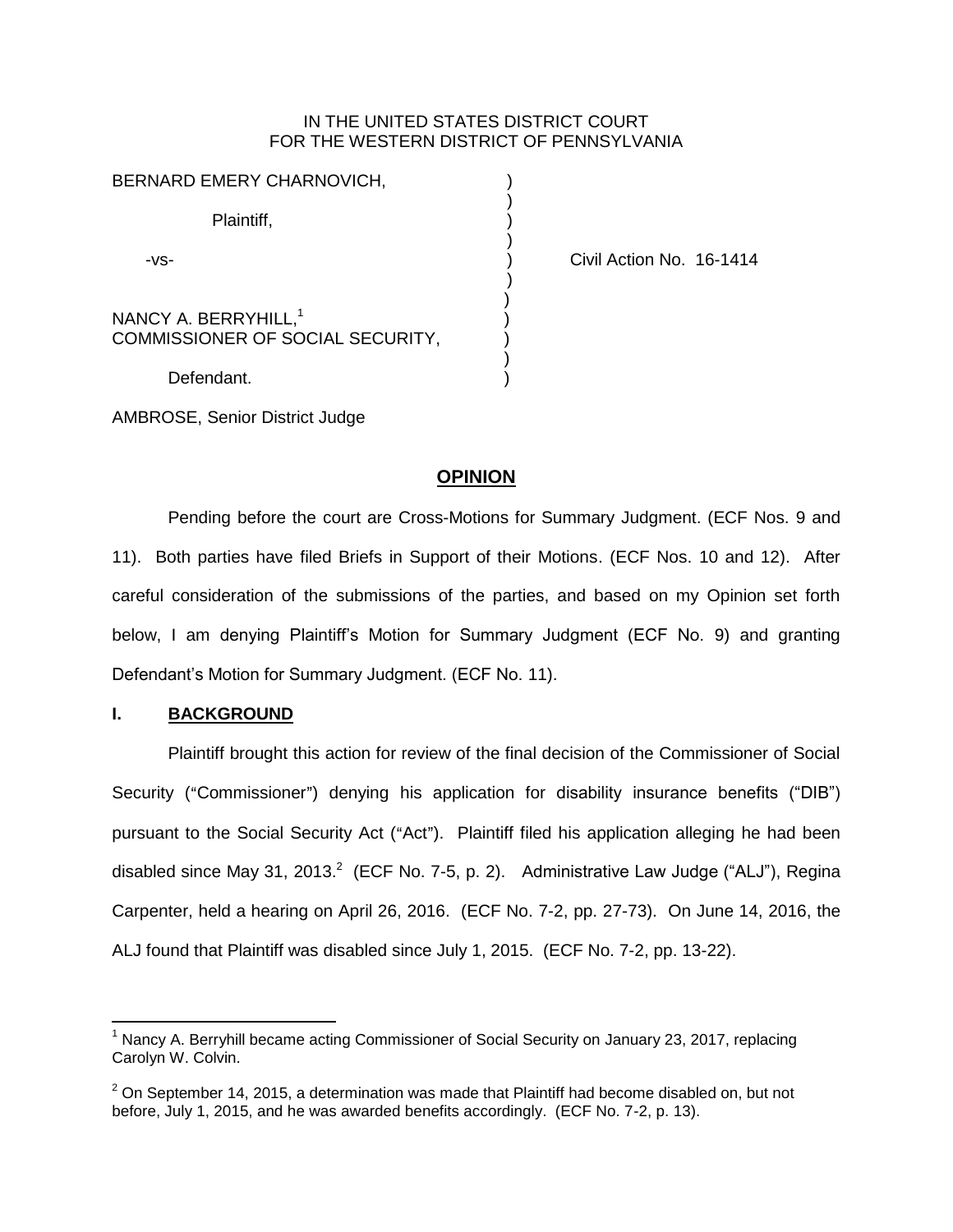IN THE UNITED STATES DISTRICT COURT
FOR THE WESTERN DISTRICT OF PENNSYLVANIA

BERNARD EMERY CHARNOVICH,

Plaintiff,

-vs-

NANCY A. BERRYHILL,[1]
COMMISSIONER OF SOCIAL SECURITY,

Defendant.

Civil Action No. 16-1414

AMBROSE, Senior District Judge

## OPINION

Pending before the court are Cross-Motions for Summary Judgment. (ECF Nos. 9 and 11). Both parties have filed Briefs in Support of their Motions. (ECF Nos. 10 and 12). After careful consideration of the submissions of the parties, and based on my Opinion set forth below, I am denying Plaintiff's Motion for Summary Judgment (ECF No. 9) and granting Defendant's Motion for Summary Judgment. (ECF No. 11).

## I. BACKGROUND

Plaintiff brought this action for review of the final decision of the Commissioner of Social Security ("Commissioner") denying his application for disability insurance benefits ("DIB") pursuant to the Social Security Act ("Act"). Plaintiff filed his application alleging he had been disabled since May 31, 2013.[2] (ECF No. 7-5, p. 2). Administrative Law Judge ("ALJ"), Regina Carpenter, held a hearing on April 26, 2016. (ECF No. 7-2, pp. 27-73). On June 14, 2016, the ALJ found that Plaintiff was disabled since July 1, 2015. (ECF No. 7-2, pp. 13-22).

[1] Nancy A. Berryhill became acting Commissioner of Social Security on January 23, 2017, replacing Carolyn W. Colvin.

[2] On September 14, 2015, a determination was made that Plaintiff had become disabled on, but not before, July 1, 2015, and he was awarded benefits accordingly. (ECF No. 7-2, p. 13).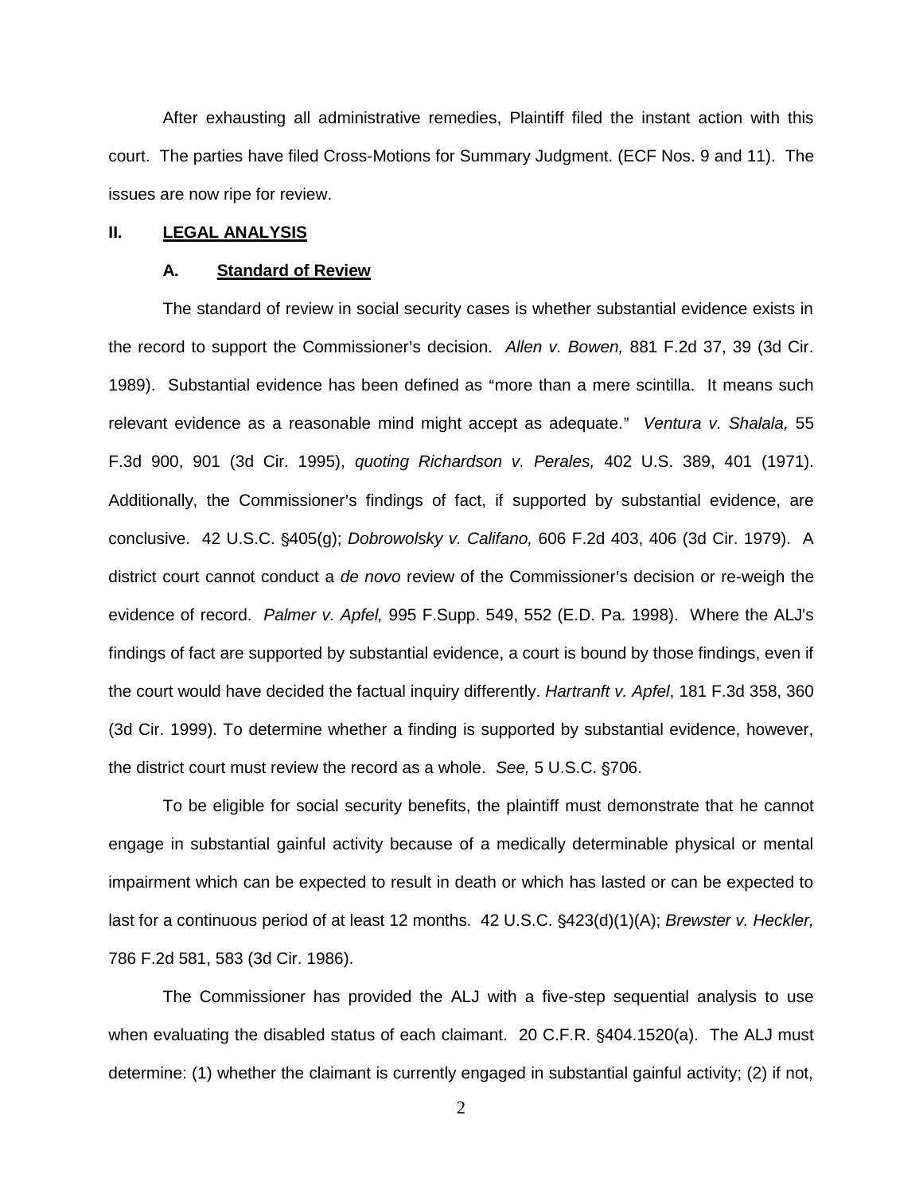After exhausting all administrative remedies, Plaintiff filed the instant action with this court. The parties have filed Cross-Motions for Summary Judgment. (ECF Nos. 9 and 11). The issues are now ripe for review.

## II. LEGAL ANALYSIS

### A. Standard of Review

The standard of review in social security cases is whether substantial evidence exists in the record to support the Commissioner's decision. *Allen v. Bowen,* 881 F.2d 37, 39 (3d Cir. 1989). Substantial evidence has been defined as "more than a mere scintilla. It means such relevant evidence as a reasonable mind might accept as adequate." *Ventura v. Shalala,* 55 F.3d 900, 901 (3d Cir. 1995), *quoting Richardson v. Perales,* 402 U.S. 389, 401 (1971). Additionally, the Commissioner's findings of fact, if supported by substantial evidence, are conclusive. 42 U.S.C. §405(g); *Dobrowolsky v. Califano,* 606 F.2d 403, 406 (3d Cir. 1979). A district court cannot conduct a *de novo* review of the Commissioner's decision or re-weigh the evidence of record. *Palmer v. Apfel,* 995 F.Supp. 549, 552 (E.D. Pa. 1998). Where the ALJ's findings of fact are supported by substantial evidence, a court is bound by those findings, even if the court would have decided the factual inquiry differently. *Hartranft v. Apfel*, 181 F.3d 358, 360 (3d Cir. 1999). To determine whether a finding is supported by substantial evidence, however, the district court must review the record as a whole. *See,* 5 U.S.C. §706.

To be eligible for social security benefits, the plaintiff must demonstrate that he cannot engage in substantial gainful activity because of a medically determinable physical or mental impairment which can be expected to result in death or which has lasted or can be expected to last for a continuous period of at least 12 months. 42 U.S.C. §423(d)(1)(A); *Brewster v. Heckler,* 786 F.2d 581, 583 (3d Cir. 1986).

The Commissioner has provided the ALJ with a five-step sequential analysis to use when evaluating the disabled status of each claimant. 20 C.F.R. §404.1520(a). The ALJ must determine: (1) whether the claimant is currently engaged in substantial gainful activity; (2) if not,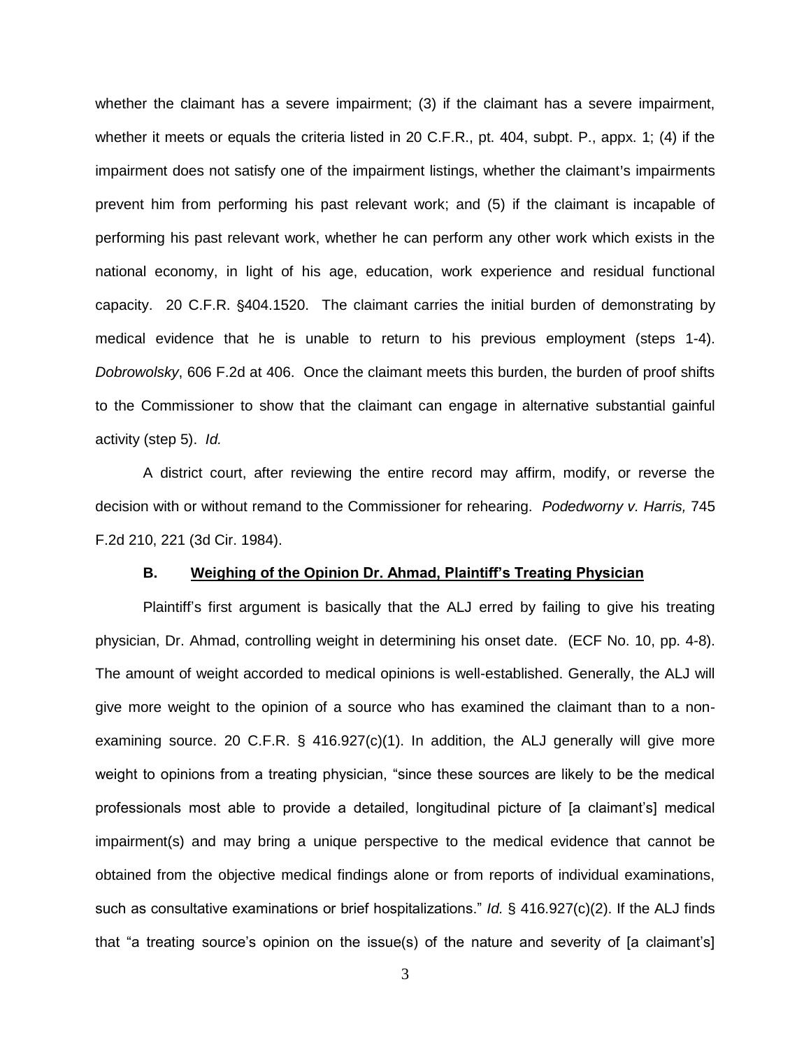whether the claimant has a severe impairment; (3) if the claimant has a severe impairment, whether it meets or equals the criteria listed in 20 C.F.R., pt. 404, subpt. P., appx. 1; (4) if the impairment does not satisfy one of the impairment listings, whether the claimant's impairments prevent him from performing his past relevant work; and (5) if the claimant is incapable of performing his past relevant work, whether he can perform any other work which exists in the national economy, in light of his age, education, work experience and residual functional capacity. 20 C.F.R. §404.1520. The claimant carries the initial burden of demonstrating by medical evidence that he is unable to return to his previous employment (steps 1-4). *Dobrowolsky*, 606 F.2d at 406. Once the claimant meets this burden, the burden of proof shifts to the Commissioner to show that the claimant can engage in alternative substantial gainful activity (step 5). *Id.*

A district court, after reviewing the entire record may affirm, modify, or reverse the decision with or without remand to the Commissioner for rehearing. *Podedworny v. Harris,* 745 F.2d 210, 221 (3d Cir. 1984).

### B. Weighing of the Opinion Dr. Ahmad, Plaintiff's Treating Physician

Plaintiff's first argument is basically that the ALJ erred by failing to give his treating physician, Dr. Ahmad, controlling weight in determining his onset date. (ECF No. 10, pp. 4-8). The amount of weight accorded to medical opinions is well-established. Generally, the ALJ will give more weight to the opinion of a source who has examined the claimant than to a non-examining source. 20 C.F.R. § 416.927(c)(1). In addition, the ALJ generally will give more weight to opinions from a treating physician, "since these sources are likely to be the medical professionals most able to provide a detailed, longitudinal picture of [a claimant's] medical impairment(s) and may bring a unique perspective to the medical evidence that cannot be obtained from the objective medical findings alone or from reports of individual examinations, such as consultative examinations or brief hospitalizations." *Id.* § 416.927(c)(2). If the ALJ finds that "a treating source's opinion on the issue(s) of the nature and severity of [a claimant's]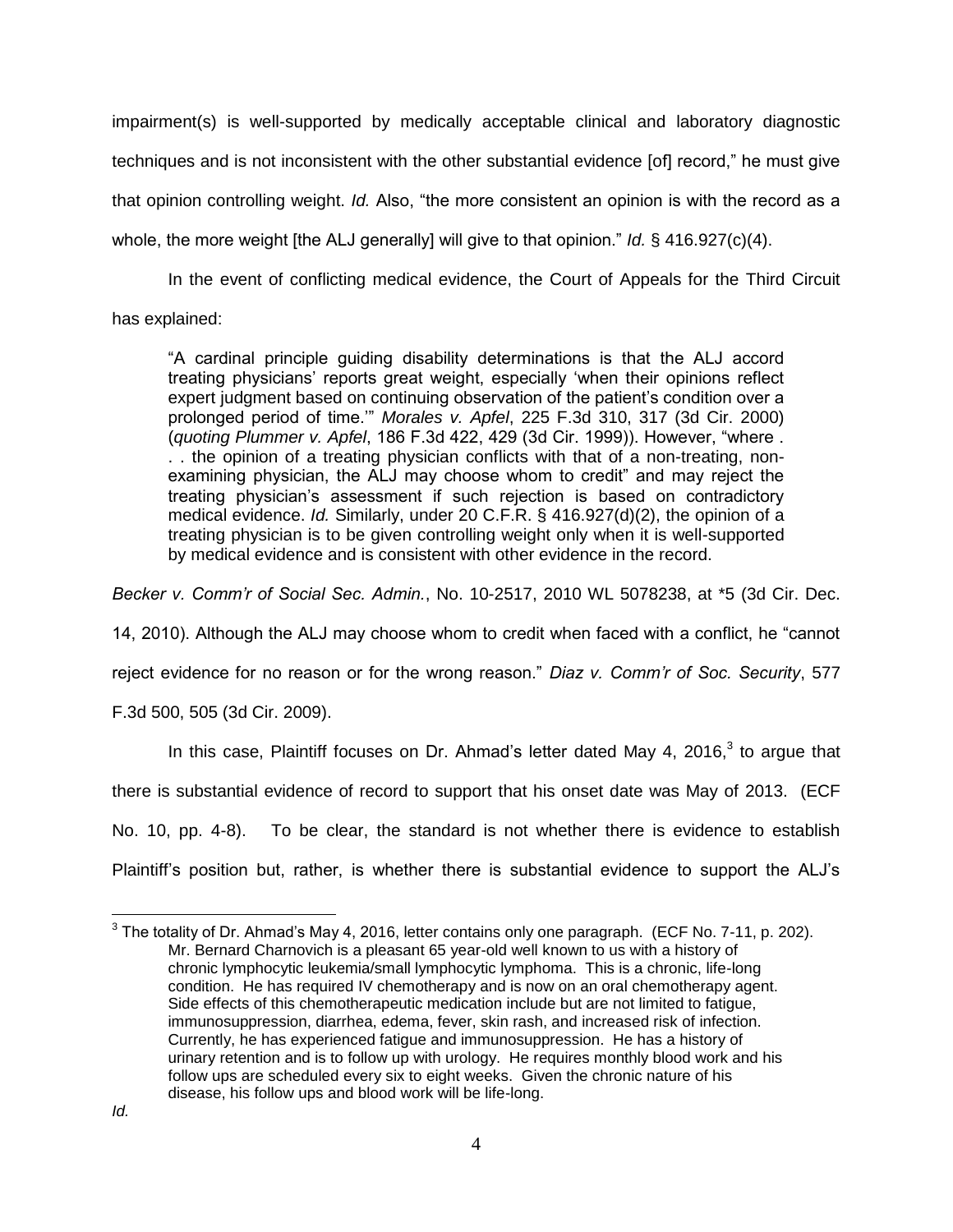impairment(s) is well-supported by medically acceptable clinical and laboratory diagnostic techniques and is not inconsistent with the other substantial evidence [of] record," he must give that opinion controlling weight. *Id.* Also, "the more consistent an opinion is with the record as a whole, the more weight [the ALJ generally] will give to that opinion." *Id.* § 416.927(c)(4).

In the event of conflicting medical evidence, the Court of Appeals for the Third Circuit has explained:

> "A cardinal principle guiding disability determinations is that the ALJ accord treating physicians' reports great weight, especially 'when their opinions reflect expert judgment based on continuing observation of the patient's condition over a prolonged period of time.'" *Morales v. Apfel*, 225 F.3d 310, 317 (3d Cir. 2000) (*quoting Plummer v. Apfel*, 186 F.3d 422, 429 (3d Cir. 1999)). However, "where . . . the opinion of a treating physician conflicts with that of a non-treating, non-examining physician, the ALJ may choose whom to credit" and may reject the treating physician's assessment if such rejection is based on contradictory medical evidence. *Id.* Similarly, under 20 C.F.R. § 416.927(d)(2), the opinion of a treating physician is to be given controlling weight only when it is well-supported by medical evidence and is consistent with other evidence in the record.

*Becker v. Comm'r of Social Sec. Admin.*, No. 10-2517, 2010 WL 5078238, at *5 (3d Cir. Dec. 14, 2010). Although the ALJ may choose whom to credit when faced with a conflict, he "cannot reject evidence for no reason or for the wrong reason." *Diaz v. Comm'r of Soc. Security*, 577 F.3d 500, 505 (3d Cir. 2009).

In this case, Plaintiff focuses on Dr. Ahmad's letter dated May 4, 2016,[3] to argue that there is substantial evidence of record to support that his onset date was May of 2013. (ECF No. 10, pp. 4-8). To be clear, the standard is not whether there is evidence to establish Plaintiff's position but, rather, is whether there is substantial evidence to support the ALJ's

---

[3] The totality of Dr. Ahmad's May 4, 2016, letter contains only one paragraph. (ECF No. 7-11, p. 202).

> Mr. Bernard Charnovich is a pleasant 65 year-old well known to us with a history of chronic lymphocytic leukemia/small lymphocytic lymphoma. This is a chronic, life-long condition. He has required IV chemotherapy and is now on an oral chemotherapy agent. Side effects of this chemotherapeutic medication include but are not limited to fatigue, immunosuppression, diarrhea, edema, fever, skin rash, and increased risk of infection. Currently, he has experienced fatigue and immunosuppression. He has a history of urinary retention and is to follow up with urology. He requires monthly blood work and his follow ups are scheduled every six to eight weeks. Given the chronic nature of his disease, his follow ups and blood work will be life-long.

*Id.*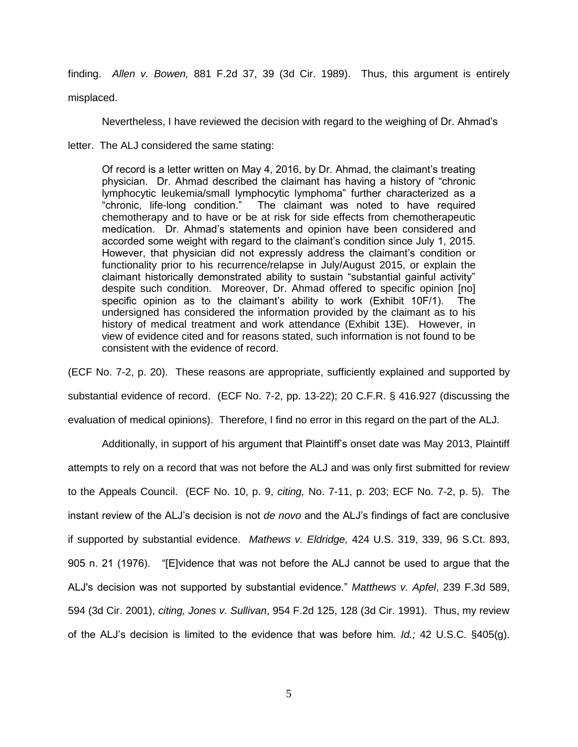finding. *Allen v. Bowen,* 881 F.2d 37, 39 (3d Cir. 1989). Thus, this argument is entirely misplaced.

Nevertheless, I have reviewed the decision with regard to the weighing of Dr. Ahmad's letter. The ALJ considered the same stating:

> Of record is a letter written on May 4, 2016, by Dr. Ahmad, the claimant's treating physician. Dr. Ahmad described the claimant has having a history of "chronic lymphocytic leukemia/small lymphocytic lymphoma" further characterized as a "chronic, life-long condition." The claimant was noted to have required chemotherapy and to have or be at risk for side effects from chemotherapeutic medication. Dr. Ahmad's statements and opinion have been considered and accorded some weight with regard to the claimant's condition since July 1, 2015. However, that physician did not expressly address the claimant's condition or functionality prior to his recurrence/relapse in July/August 2015, or explain the claimant historically demonstrated ability to sustain "substantial gainful activity" despite such condition. Moreover, Dr. Ahmad offered to specific opinion [no] specific opinion as to the claimant's ability to work (Exhibit 10F/1). The undersigned has considered the information provided by the claimant as to his history of medical treatment and work attendance (Exhibit 13E). However, in view of evidence cited and for reasons stated, such information is not found to be consistent with the evidence of record.

(ECF No. 7-2, p. 20). These reasons are appropriate, sufficiently explained and supported by substantial evidence of record. (ECF No. 7-2, pp. 13-22); 20 C.F.R. § 416.927 (discussing the evaluation of medical opinions). Therefore, I find no error in this regard on the part of the ALJ.

Additionally, in support of his argument that Plaintiff's onset date was May 2013, Plaintiff attempts to rely on a record that was not before the ALJ and was only first submitted for review to the Appeals Council. (ECF No. 10, p. 9, *citing,* No. 7-11, p. 203; ECF No. 7-2, p. 5). The instant review of the ALJ's decision is not *de novo* and the ALJ's findings of fact are conclusive if supported by substantial evidence. *Mathews v. Eldridge,* 424 U.S. 319, 339, 96 S.Ct. 893, 905 n. 21 (1976). "[E]vidence that was not before the ALJ cannot be used to argue that the ALJ's decision was not supported by substantial evidence." *Matthews v. Apfel*, 239 F.3d 589, 594 (3d Cir. 2001), *citing, Jones v. Sullivan*, 954 F.2d 125, 128 (3d Cir. 1991). Thus, my review of the ALJ's decision is limited to the evidence that was before him. *Id.;* 42 U.S.C. §405(g).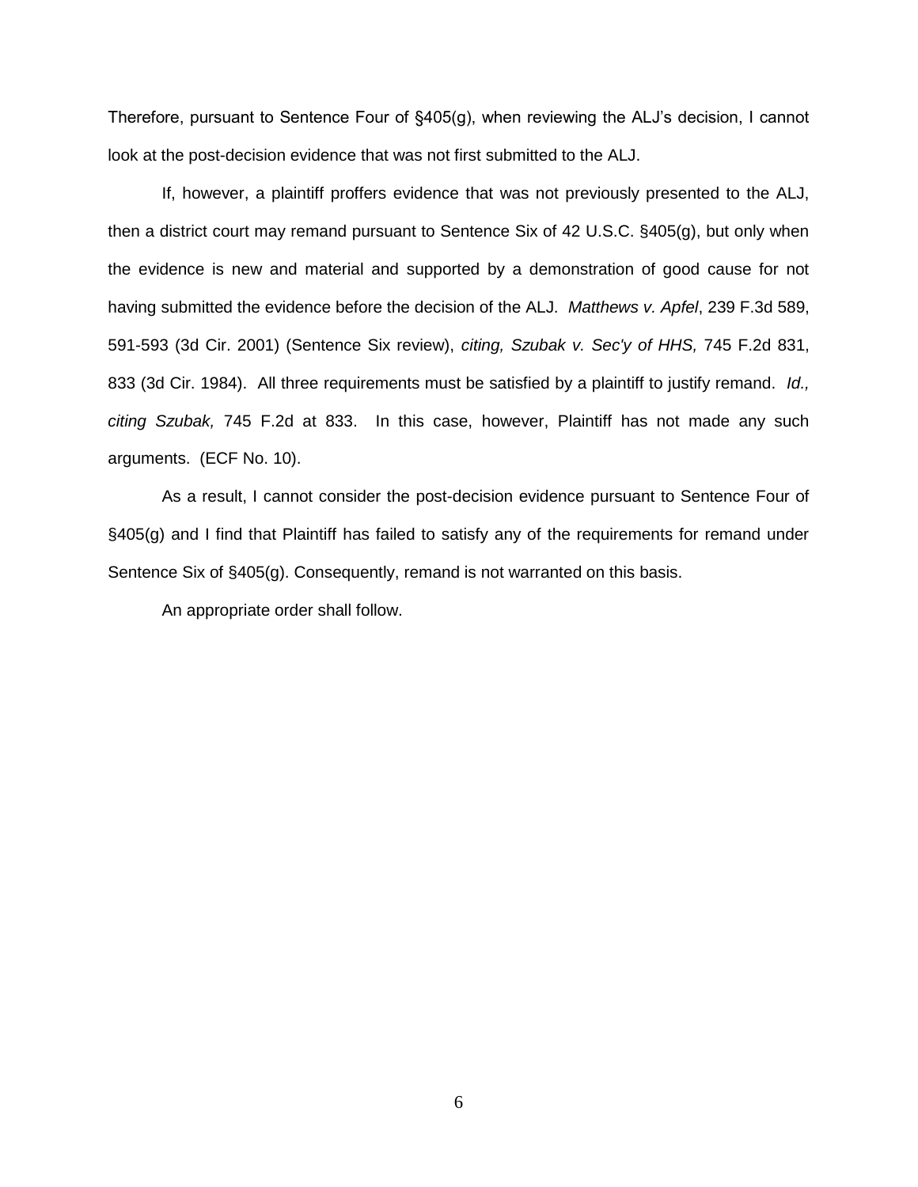Therefore, pursuant to Sentence Four of §405(g), when reviewing the ALJ's decision, I cannot look at the post-decision evidence that was not first submitted to the ALJ.

If, however, a plaintiff proffers evidence that was not previously presented to the ALJ, then a district court may remand pursuant to Sentence Six of 42 U.S.C. §405(g), but only when the evidence is new and material and supported by a demonstration of good cause for not having submitted the evidence before the decision of the ALJ. *Matthews v. Apfel*, 239 F.3d 589, 591-593 (3d Cir. 2001) (Sentence Six review), *citing, Szubak v. Sec'y of HHS,* 745 F.2d 831, 833 (3d Cir. 1984). All three requirements must be satisfied by a plaintiff to justify remand. *Id., citing Szubak,* 745 F.2d at 833. In this case, however, Plaintiff has not made any such arguments. (ECF No. 10).

As a result, I cannot consider the post-decision evidence pursuant to Sentence Four of §405(g) and I find that Plaintiff has failed to satisfy any of the requirements for remand under Sentence Six of §405(g). Consequently, remand is not warranted on this basis.

An appropriate order shall follow.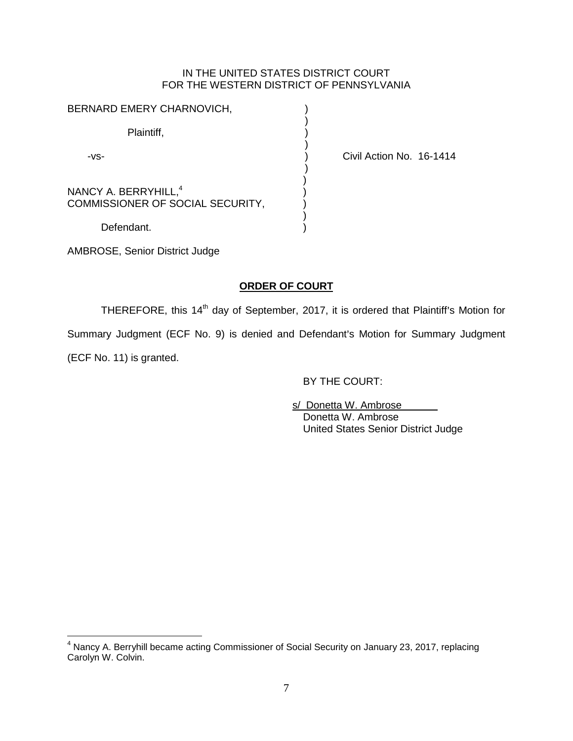IN THE UNITED STATES DISTRICT COURT
FOR THE WESTERN DISTRICT OF PENNSYLVANIA

| | | |
|---|---|---|
| BERNARD EMERY CHARNOVICH,<br><br>Plaintiff,<br><br>-vs-<br><br>NANCY A. BERRYHILL,[4]<br>COMMISSIONER OF SOCIAL SECURITY,<br><br>Defendant. | ) | Civil Action No. 16-1414 |

AMBROSE, Senior District Judge

## **ORDER OF COURT**

THEREFORE, this 14th day of September, 2017, it is ordered that Plaintiff's Motion for Summary Judgment (ECF No. 9) is denied and Defendant's Motion for Summary Judgment (ECF No. 11) is granted.

BY THE COURT:

s/ Donetta W. Ambrose
Donetta W. Ambrose
United States Senior District Judge

---

[4] Nancy A. Berryhill became acting Commissioner of Social Security on January 23, 2017, replacing Carolyn W. Colvin.